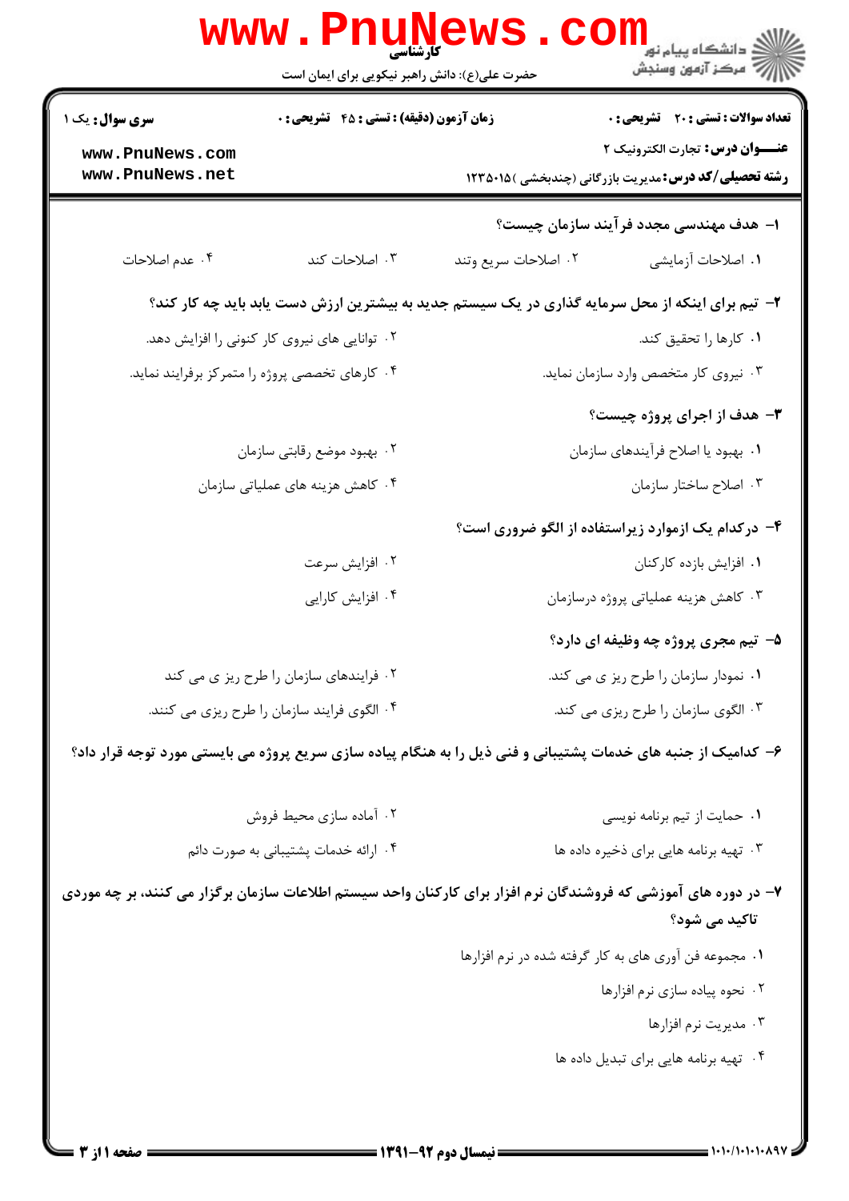کارشناسی

حضرت علی(ع): دانش راهبر نیکویی برای ایمان است

دانشگاه پیام نور
مرکز آزمون وسنجش

| سری سوال: یک ۱ | زمان آزمون (دقیقه) : تستی : ۴۵ تشریحی : ۰ | تعداد سوالات : تستی : ۲۰ تشریحی : ۰ |
| --- | --- | --- |
| www.PnuNews.com<br>www.PnuNews.net | | عنـــوان درس: تجارت الکترونیک ۲<br>رشته تحصیلی/کد درس: مدیریت بازرگانی (چندبخشی )۱۲۳۵۰۱۵ |

**۱- هدف مهندسی مجدد فرآیند سازمان چیست؟**

۱. اصلاحات آزمایشی
۲. اصلاحات سریع وتند
۳. اصلاحات کند
۴. عدم اصلاحات

**۲- تیم برای اینکه از محل سرمایه گذاری در یک سیستم جدید به بیشترین ارزش دست یابد باید چه کار کند؟**

۱. کارها را تحقیق کند.
۲. توانایی های نیروی کار کنونی را افزایش دهد.
۳. نیروی کار متخصص وارد سازمان نماید.
۴. کارهای تخصصی پروژه را متمرکز برفرایند نماید.

**۳- هدف از اجرای پروژه چیست؟**

۱. بهبود یا اصلاح فرآیندهای سازمان
۲. بهبود موضع رقابتی سازمان
۳. اصلاح ساختار سازمان
۴. کاهش هزینه های عملیاتی سازمان

**۴- درکدام یک ازموارد زیراستفاده از الگو ضروری است؟**

۱. افزایش بازده کارکنان
۲. افزایش سرعت
۳. کاهش هزینه عملیاتی پروژه درسازمان
۴. افزایش کارایی

**۵- تیم مجری پروژه چه وظیفه ای دارد؟**

۱. نمودار سازمان را طرح ریز ی می کند.
۲. فرایندهای سازمان را طرح ریز ی می کند
۳. الگوی سازمان را طرح ریزی می کند.
۴. الگوی فرایند سازمان را طرح ریزی می کنند.

**۶- کدامیک از جنبه های خدمات پشتیبانی و فنی ذیل را به هنگام پیاده سازی سریع پروژه می بایستی مورد توجه قرار داد؟**

۱. حمایت از تیم برنامه نویسی
۲. آماده سازی محیط فروش
۳. تهیه برنامه هایی برای ذخیره داده ها
۴. ارائه خدمات پشتیبانی به صورت دائم

**۷- در دوره های آموزشی که فروشندگان نرم افزار برای کارکنان واحد سیستم اطلاعات سازمان برگزار می کنند، بر چه موردی تاکید می شود؟**

۱. مجموعه فن آوری های به کار گرفته شده در نرم افزارها
۲. نحوه پیاده سازی نرم افزارها
۳. مدیریت نرم افزارها
۴. تهیه برنامه هایی برای تبدیل داده ها

نیمسال دوم ۹۲-۱۳۹۱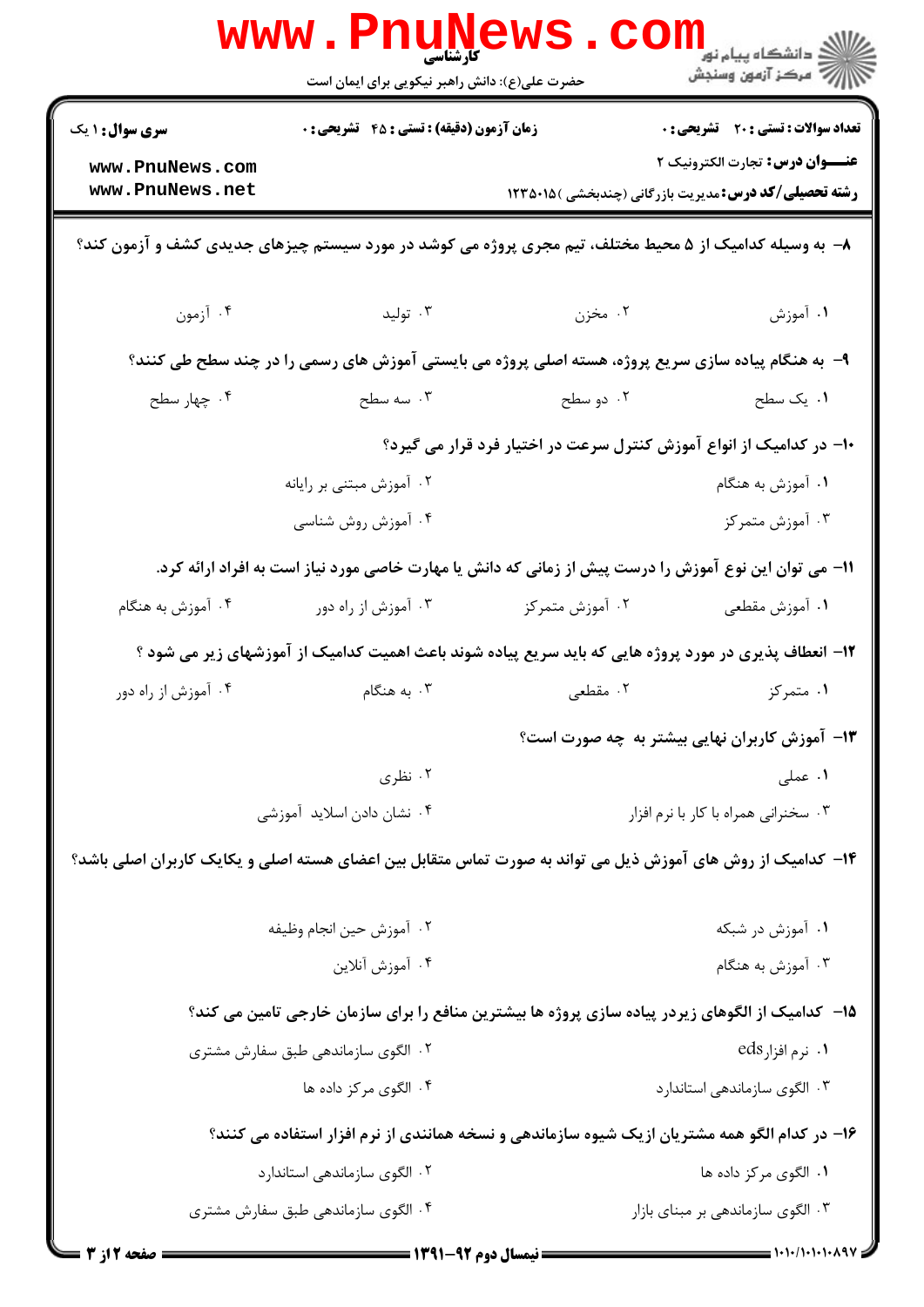**سری سؤال:** ۱ یک | **زمان آزمون (دقیقه) : تستی :** ۴۵ **تشریحی :** ۰ | **تعداد سوالات : تستی :** ۲۰ **تشریحی :** ۰

**عنـــوان درس:** تجارت الکترونیک ۲

**رشته تحصیلی/کد درس:** مدیریت بازرگانی (چندبخشی )۱۲۳۵۰۱۵

۸- به وسیله کدامیک از ۵ محیط مختلف، تیم مجری پروژه می کوشد در مورد سیستم چیزهای جدیدی کشف و آزمون کند؟

۱. آموزش ۲. مخزن ۳. تولید ۴. آزمون

۹- به هنگام پیاده سازی سریع پروژه، هسته اصلی پروژه می بایستی آموزش های رسمی را در چند سطح طی کنند؟

۱. یک سطح ۲. دو سطح ۳. سه سطح ۴. چهار سطح

۱۰- در کدامیک از انواع آموزش کنترل سرعت در اختیار فرد قرار می گیرد؟

۱. آموزش به هنگام ۲. آموزش مبتنی بر رایانه
۳. آموزش متمرکز ۴. آموزش روش شناسی

۱۱- می توان این نوع آموزش را درست پیش از زمانی که دانش یا مهارت خاصی مورد نیاز است به افراد ارائه کرد.

۱. آموزش مقطعی ۲. آموزش متمرکز ۳. آموزش از راه دور ۴. آموزش به هنگام

۱۲- انعطاف پذیری در مورد پروژه هایی که باید سریع پیاده شوند باعث اهمیت کدامیک از آموزشهای زیر می شود ؟

۱. متمرکز ۲. مقطعی ۳. به هنگام ۴. آموزش از راه دور

۱۳- آموزش کاربران نهایی بیشتر به چه صورت است؟

۱. عملی ۲. نظری
۳. سخنرانی همراه با کار با نرم افزار ۴. نشان دادن اسلاید آموزشی

۱۴- کدامیک از روش های آموزش ذیل می تواند به صورت تماس متقابل بین اعضای هسته اصلی و یکایک کاربران اصلی باشد؟

۱. آموزش در شبکه ۲. آموزش حین انجام وظیفه
۳. آموزش به هنگام ۴. آموزش آنلاین

۱۵- کدامیک از الگوهای زیردر پیاده سازی پروژه ها بیشترین منافع را برای سازمان خارجی تامین می کند؟

۱. نرم افزار eds ۲. الگوی سازماندهی طبق سفارش مشتری
۳. الگوی سازماندهی استاندارد ۴. الگوی مرکز داده ها

۱۶- در کدام الگو همه مشتریان از یک شیوه سازماندهی و نسخه همانندی از نرم افزار استفاده می کنند؟

۱. الگوی مرکز داده ها ۲. الگوی سازماندهی استاندارد
۳. الگوی سازماندهی بر مبنای بازار ۴. الگوی سازماندهی طبق سفارش مشتری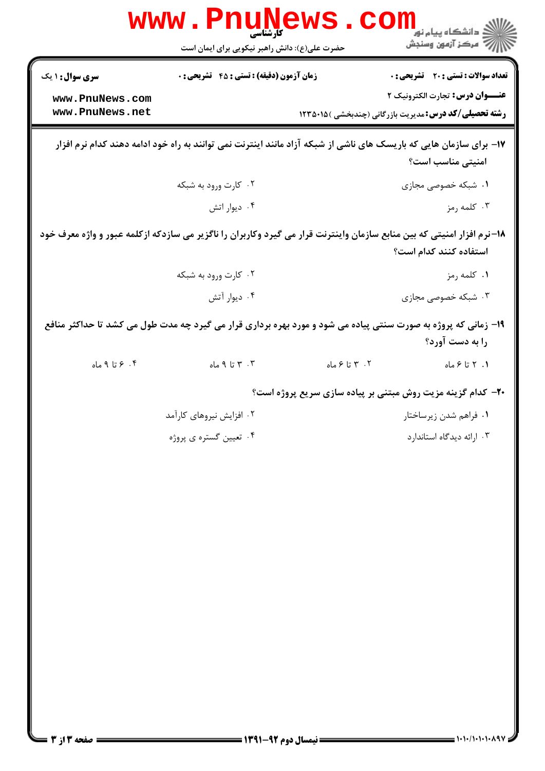**۱۷- برای سازمان هایی که باریسک های ناشی از شبکه آزاد مانند اینترنت نمی توانند به راه خود ادامه دهند کدام نرم افزار امنیتی مناسب است؟**

۱. شبکه خصوصی مجازی

۲. کارت ورود به شبکه

۳. کلمه رمز

۴. دیوار اتش

**۱۸-نرم افزار امنیتی که بین منابع سازمان واینترنت قرار می گیرد وکاربران را ناگزیر می سازدکه ازکلمه عبور و واژه معرف خود استفاده کنند کدام است؟**

۱. کلمه رمز

۲. کارت ورود به شبکه

۳. شبکه خصوصی مجازی

۴. دیوار آتش

**۱۹- زمانی که پروژه به صورت سنتی پیاده می شود و مورد بهره برداری قرار می گیرد چه مدت طول می کشد تا حداکثر منافع را به دست آورد؟**

۱. ۲ تا ۶ ماه

۲. ۳ تا ۶ ماه

۳. ۳ تا ۹ ماه

۴. ۶ تا ۹ ماه

**۲۰- کدام گزینه مزیت روش مبتنی بر پیاده سازی سریع پروژه است؟**

۱. فراهم شدن زیرساختار

۲. افزایش نیروهای کارآمد

۳. ارائه دیدگاه استاندارد

۴. تعیین گستره ی پروژه